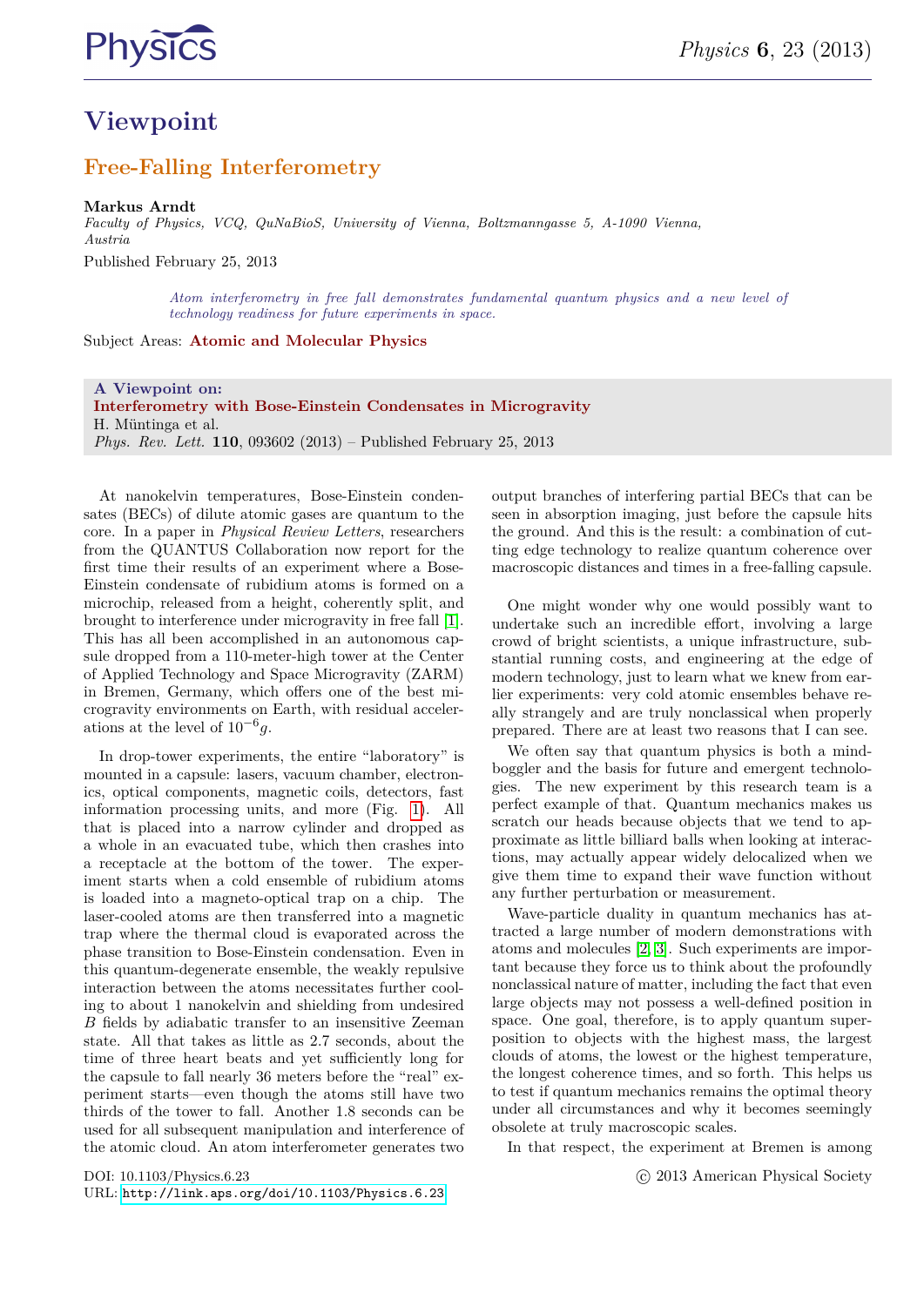# Viewpoint

## Free-Falling Interferometry

**Markus Arndt**

*Faculty of Physics, VCQ, QuNaBioS, University of Vienna, Boltzmanngasse 5, A-1090 Vienna, Austria*

Published February 25, 2013

*Atom interferometry in free fall demonstrates fundamental quantum physics and a new level of technology readiness for future experiments in space.*

Subject Areas: **Atomic and Molecular Physics**

**A Viewpoint on:**
**Interferometry with Bose-Einstein Condensates in Microgravity**
H. Müntinga et al.
*Phys. Rev. Lett.* **110**, 093602 (2013) – Published February 25, 2013

At nanokelvin temperatures, Bose-Einstein condensates (BECs) of dilute atomic gases are quantum to the core. In a paper in *Physical Review Letters*, researchers from the QUANTUS Collaboration now report for the first time their results of an experiment where a Bose-Einstein condensate of rubidium atoms is formed on a microchip, released from a height, coherently split, and brought to interference under microgravity in free fall [1]. This has all been accomplished in an autonomous capsule dropped from a 110-meter-high tower at the Center of Applied Technology and Space Microgravity (ZARM) in Bremen, Germany, which offers one of the best microgravity environments on Earth, with residual accelerations at the level of $10^{-6}g$.

In drop-tower experiments, the entire "laboratory" is mounted in a capsule: lasers, vacuum chamber, electronics, optical components, magnetic coils, detectors, fast information processing units, and more (Fig. 1). All that is placed into a narrow cylinder and dropped as a whole in an evacuated tube, which then crashes into a receptacle at the bottom of the tower. The experiment starts when a cold ensemble of rubidium atoms is loaded into a magneto-optical trap on a chip. The laser-cooled atoms are then transferred into a magnetic trap where the thermal cloud is evaporated across the phase transition to Bose-Einstein condensation. Even in this quantum-degenerate ensemble, the weakly repulsive interaction between the atoms necessitates further cooling to about 1 nanokelvin and shielding from undesired $B$ fields by adiabatic transfer to an insensitive Zeeman state. All that takes as little as 2.7 seconds, about the time of three heart beats and yet sufficiently long for the capsule to fall nearly 36 meters before the "real" experiment starts—even though the atoms still have two thirds of the tower to fall. Another 1.8 seconds can be used for all subsequent manipulation and interference of the atomic cloud. An atom interferometer generates two output branches of interfering partial BECs that can be seen in absorption imaging, just before the capsule hits the ground. And this is the result: a combination of cutting edge technology to realize quantum coherence over macroscopic distances and times in a free-falling capsule.

One might wonder why one would possibly want to undertake such an incredible effort, involving a large crowd of bright scientists, a unique infrastructure, substantial running costs, and engineering at the edge of modern technology, just to learn what we knew from earlier experiments: very cold atomic ensembles behave really strangely and are truly nonclassical when properly prepared. There are at least two reasons that I can see.

We often say that quantum physics is both a mind-boggler and the basis for future and emergent technologies. The new experiment by this research team is a perfect example of that. Quantum mechanics makes us scratch our heads because objects that we tend to approximate as little billiard balls when looking at interactions, may actually appear widely delocalized when we give them time to expand their wave function without any further perturbation or measurement.

Wave-particle duality in quantum mechanics has attracted a large number of modern demonstrations with atoms and molecules [2, 3]. Such experiments are important because they force us to think about the profoundly nonclassical nature of matter, including the fact that even large objects may not possess a well-defined position in space. One goal, therefore, is to apply quantum superposition to objects with the highest mass, the largest clouds of atoms, the lowest or the highest temperature, the longest coherence times, and so forth. This helps us to test if quantum mechanics remains the optimal theory under all circumstances and why it becomes seemingly obsolete at truly macroscopic scales.

In that respect, the experiment at Bremen is among

DOI: 10.1103/Physics.6.23
URL: http://link.aps.org/doi/10.1103/Physics.6.23

© 2013 American Physical Society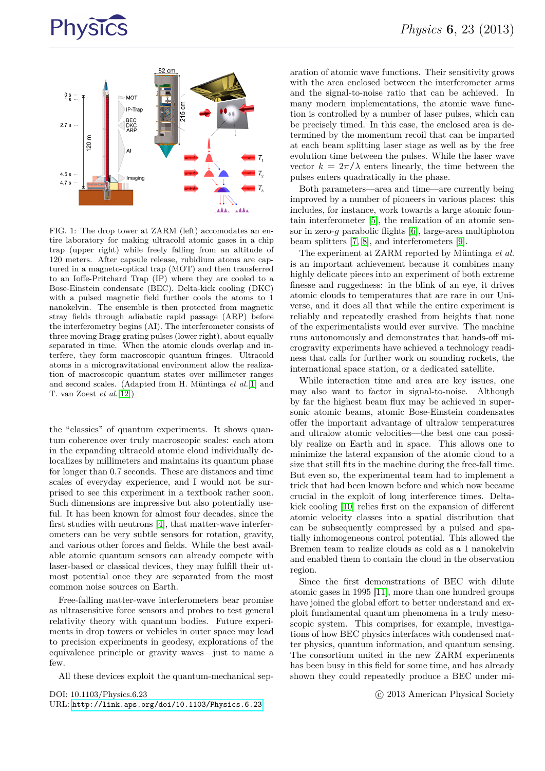0 s
1 s
2.7 s
4.5 s
4.7 s
120 m
MOT
IP-Trap
BEC
DKC
ARP
AI
Imaging
82 cm
215 cm
$T_1$
$T_2$
$T_3$

FIG. 1: The drop tower at ZARM (left) accomodates an entire laboratory for making ultracold atomic gases in a chip trap (upper right) while freely falling from an altitude of 120 meters. After capsule release, rubidium atoms are captured in a magneto-optical trap (MOT) and then transferred to an Ioffe-Pritchard Trap (IP) where they are cooled to a Bose-Einstein condensate (BEC). Delta-kick cooling (DKC) with a pulsed magnetic field further cools the atoms to 1 nanokelvin. The ensemble is then protected from magnetic stray fields through adiabatic rapid passage (ARP) before the interferometry begins (AI). The interferometer consists of three moving Bragg grating pulses (lower right), about equally separated in time. When the atomic clouds overlap and interfere, they form macroscopic quantum fringes. Ultracold atoms in a microgravitational environment allow the realization of macroscopic quantum states over millimeter ranges and second scales. (Adapted from H. Müntinga *et al.* [1] and T. van Zoest *et al.* [12])

the "classics" of quantum experiments. It shows quantum coherence over truly macroscopic scales: each atom in the expanding ultracold atomic cloud individually delocalizes by millimeters and maintains its quantum phase for longer than 0.7 seconds. These are distances and time scales of everyday experience, and I would not be surprised to see this experiment in a textbook rather soon. Such dimensions are impressive but also potentially useful. It has been known for almost four decades, since the first studies with neutrons [4], that matter-wave interferometers can be very subtle sensors for rotation, gravity, and various other forces and fields. While the best available atomic quantum sensors can already compete with laser-based or classical devices, they may fulfill their utmost potential once they are separated from the most common noise sources on Earth.

Free-falling matter-wave interferometers bear promise as ultrasensitive force sensors and probes to test general relativity theory with quantum bodies. Future experiments in drop towers or vehicles in outer space may lead to precision experiments in geodesy, explorations of the equivalence principle or gravity waves—just to name a few.

All these devices exploit the quantum-mechanical separation of atomic wave functions. Their sensitivity grows with the area enclosed between the interferometer arms and the signal-to-noise ratio that can be achieved. In many modern implementations, the atomic wave function is controlled by a number of laser pulses, which can be precisely timed. In this case, the enclosed area is determined by the momentum recoil that can be imparted at each beam splitting laser stage as well as by the free evolution time between the pulses. While the laser wave vector $k = 2\pi/\lambda$ enters linearly, the time between the pulses enters quadratically in the phase.

Both parameters—area and time—are currently being improved by a number of pioneers in various places: this includes, for instance, work towards a large atomic fountain interferometer [5], the realization of an atomic sensor in zero-$g$ parabolic flights [6], large-area multiphoton beam splitters [7, 8], and interferometers [9].

The experiment at ZARM reported by Müntinga *et al.* is an important achievement because it combines many highly delicate pieces into an experiment of both extreme finesse and ruggedness: in the blink of an eye, it drives atomic clouds to temperatures that are rare in our Universe, and it does all that while the entire experiment is reliably and repeatedly crashed from heights that none of the experimentalists would ever survive. The machine runs autonomously and demonstrates that hands-off microgravity experiments have achieved a technology readiness that calls for further work on sounding rockets, the international space station, or a dedicated satellite.

While interaction time and area are key issues, one may also want to factor in signal-to-noise. Although by far the highest beam flux may be achieved in supersonic atomic beams, atomic Bose-Einstein condensates offer the important advantage of ultralow temperatures and ultralow atomic velocities—the best one can possibly realize on Earth and in space. This allows one to minimize the lateral expansion of the atomic cloud to a size that still fits in the machine during the free-fall time. But even so, the experimental team had to implement a trick that had been known before and which now became crucial in the exploit of long interference times. Delta-kick cooling [10] relies first on the expansion of different atomic velocity classes into a spatial distribution that can be subsequently compressed by a pulsed and spatially inhomogeneous control potential. This allowed the Bremen team to realize clouds as cold as a 1 nanokelvin and enabled them to contain the cloud in the observation region.

Since the first demonstrations of BEC with dilute atomic gases in 1995 [11], more than one hundred groups have joined the global effort to better understand and exploit fundamental quantum phenomena in a truly mesoscopic system. This comprises, for example, investigations of how BEC physics interfaces with condensed matter physics, quantum information, and quantum sensing. The consortium united in the new ZARM experiments has been busy in this field for some time, and has already shown they could repeatedly produce a BEC under mi-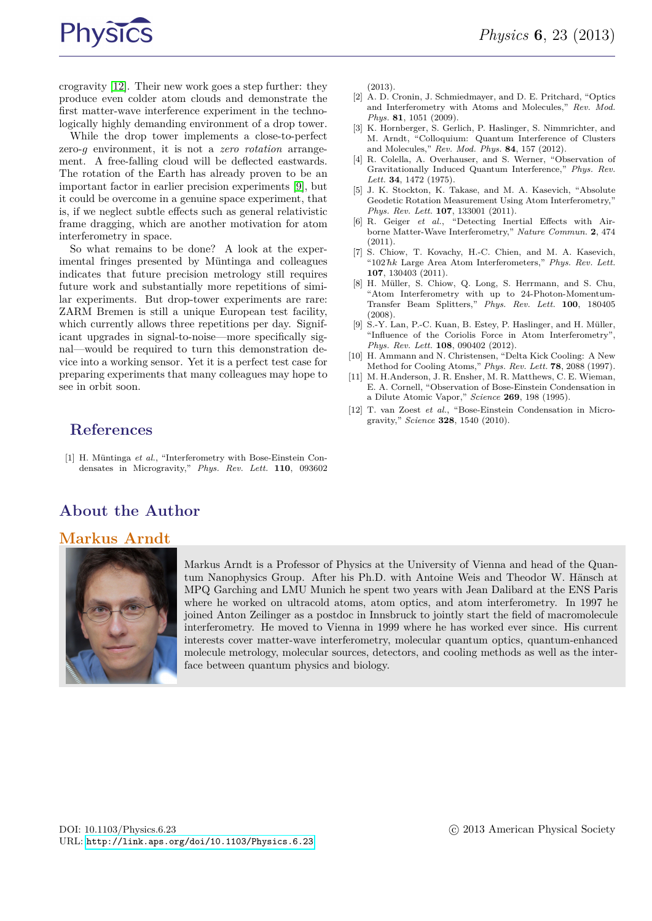crogravity [12]. Their new work goes a step further: they produce even colder atom clouds and demonstrate the first matter-wave interference experiment in the technologically highly demanding environment of a drop tower.

While the drop tower implements a close-to-perfect zero-$g$ environment, it is not a *zero rotation* arrangement. A free-falling cloud will be deflected eastwards. The rotation of the Earth has already proven to be an important factor in earlier precision experiments [9], but it could be overcome in a genuine space experiment, that is, if we neglect subtle effects such as general relativistic frame dragging, which are another motivation for atom interferometry in space.

So what remains to be done? A look at the experimental fringes presented by Müntinga and colleagues indicates that future precision metrology still requires future work and substantially more repetitions of similar experiments. But drop-tower experiments are rare: ZARM Bremen is still a unique European test facility, which currently allows three repetitions per day. Significant upgrades in signal-to-noise—more specifically signal—would be required to turn this demonstration device into a working sensor. Yet it is a perfect test case for preparing experiments that many colleagues may hope to see in orbit soon.

## References

[1] H. Müntinga *et al.*, "Interferometry with Bose-Einstein Condensates in Microgravity," *Phys. Rev. Lett.* **110**, 093602 (2013).

[2] A. D. Cronin, J. Schmiedmayer, and D. E. Pritchard, "Optics and Interferometry with Atoms and Molecules," *Rev. Mod. Phys.* **81**, 1051 (2009).

[3] K. Hornberger, S. Gerlich, P. Haslinger, S. Nimmrichter, and M. Arndt, "Colloquium: Quantum Interference of Clusters and Molecules," *Rev. Mod. Phys.* **84**, 157 (2012).

[4] R. Colella, A. Overhauser, and S. Werner, "Observation of Gravitationally Induced Quantum Interference," *Phys. Rev. Lett.* **34**, 1472 (1975).

[5] J. K. Stockton, K. Takase, and M. A. Kasevich, "Absolute Geodetic Rotation Measurement Using Atom Interferometry," *Phys. Rev. Lett.* **107**, 133001 (2011).

[6] R. Geiger *et al.*, "Detecting Inertial Effects with Airborne Matter-Wave Interferometry," *Nature Commun.* **2**, 474 (2011).

[7] S. Chiow, T. Kovachy, H.-C. Chien, and M. A. Kasevich, "$102\hbar k$ Large Area Atom Interferometers," *Phys. Rev. Lett.* **107**, 130403 (2011).

[8] H. Müller, S. Chiow, Q. Long, S. Herrmann, and S. Chu, "Atom Interferometry with up to 24-Photon-Momentum-Transfer Beam Splitters," *Phys. Rev. Lett.* **100**, 180405 (2008).

[9] S.-Y. Lan, P.-C. Kuan, B. Estey, P. Haslinger, and H. Müller, "Influence of the Coriolis Force in Atom Interferometry", *Phys. Rev. Lett.* **108**, 090402 (2012).

[10] H. Ammann and N. Christensen, "Delta Kick Cooling: A New Method for Cooling Atoms," *Phys. Rev. Lett.* **78**, 2088 (1997).

[11] M. H.Anderson, J. R. Ensher, M. R. Matthews, C. E. Wieman, E. A. Cornell, "Observation of Bose-Einstein Condensation in a Dilute Atomic Vapor," *Science* **269**, 198 (1995).

[12] T. van Zoest *et al.*, "Bose-Einstein Condensation in Microgravity," *Science* **328**, 1540 (2010).

## About the Author

### Markus Arndt

Markus Arndt is a Professor of Physics at the University of Vienna and head of the Quantum Nanophysics Group. After his Ph.D. with Antoine Weis and Theodor W. Hänsch at MPQ Garching and LMU Munich he spent two years with Jean Dalibard at the ENS Paris where he worked on ultracold atoms, atom optics, and atom interferometry. In 1997 he joined Anton Zeilinger as a postdoc in Innsbruck to jointly start the field of macromolecule interferometry. He moved to Vienna in 1999 where he has worked ever since. His current interests cover matter-wave interferometry, molecular quantum optics, quantum-enhanced molecule metrology, molecular sources, detectors, and cooling methods as well as the interface between quantum physics and biology.

DOI: 10.1103/Physics.6.23
URL: http://link.aps.org/doi/10.1103/Physics.6.23

© 2013 American Physical Society